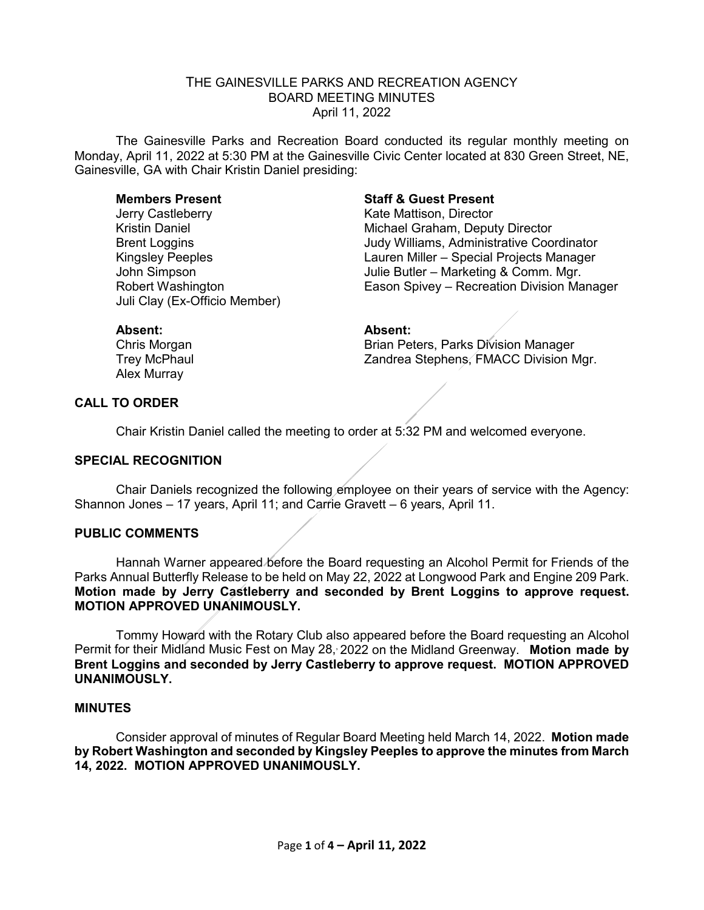# THE GAINESVILLE PARKS AND RECREATION AGENCY
## BOARD MEETING MINUTES
### April 11, 2022

The Gainesville Parks and Recreation Board conducted its regular monthly meeting on Monday, April 11, 2022 at 5:30 PM at the Gainesville Civic Center located at 830 Green Street, NE, Gainesville, GA with Chair Kristin Daniel presiding:

**Members Present**
Jerry Castleberry
Kristin Daniel
Brent Loggins
Kingsley Peeples
John Simpson
Robert Washington
Juli Clay (Ex-Officio Member)

**Staff & Guest Present**
Kate Mattison, Director
Michael Graham, Deputy Director
Judy Williams, Administrative Coordinator
Lauren Miller – Special Projects Manager
Julie Butler – Marketing & Comm. Mgr.
Eason Spivey – Recreation Division Manager

**Absent:**
Chris Morgan
Trey McPhaul
Alex Murray

**Absent:**
Brian Peters, Parks Division Manager
Zandrea Stephens, FMACC Division Mgr.

**CALL TO ORDER**

Chair Kristin Daniel called the meeting to order at 5:32 PM and welcomed everyone.

**SPECIAL RECOGNITION**

Chair Daniels recognized the following employee on their years of service with the Agency: Shannon Jones – 17 years, April 11; and Carrie Gravett – 6 years, April 11.

**PUBLIC COMMENTS**

Hannah Warner appeared before the Board requesting an Alcohol Permit for Friends of the Parks Annual Butterfly Release to be held on May 22, 2022 at Longwood Park and Engine 209 Park. **Motion made by Jerry Castleberry and seconded by Brent Loggins to approve request. MOTION APPROVED UNANIMOUSLY.**

Tommy Howard with the Rotary Club also appeared before the Board requesting an Alcohol Permit for their Midland Music Fest on May 28, 2022 on the Midland Greenway. **Motion made by Brent Loggins and seconded by Jerry Castleberry to approve request. MOTION APPROVED UNANIMOUSLY.**

**MINUTES**

Consider approval of minutes of Regular Board Meeting held March 14, 2022. **Motion made by Robert Washington and seconded by Kingsley Peeples to approve the minutes from March 14, 2022. MOTION APPROVED UNANIMOUSLY.**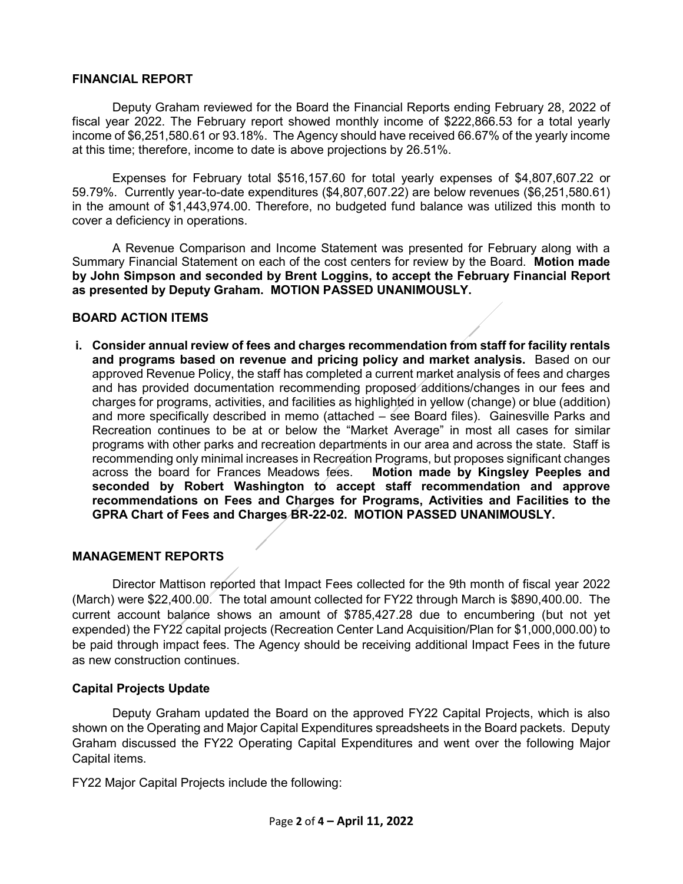## FINANCIAL REPORT

Deputy Graham reviewed for the Board the Financial Reports ending February 28, 2022 of fiscal year 2022. The February report showed monthly income of $222,866.53 for a total yearly income of $6,251,580.61 or 93.18%. The Agency should have received 66.67% of the yearly income at this time; therefore, income to date is above projections by 26.51%.

Expenses for February total $516,157.60 for total yearly expenses of $4,807,607.22 or 59.79%. Currently year-to-date expenditures ($4,807,607.22) are below revenues ($6,251,580.61) in the amount of $1,443,974.00. Therefore, no budgeted fund balance was utilized this month to cover a deficiency in operations.

A Revenue Comparison and Income Statement was presented for February along with a Summary Financial Statement on each of the cost centers for review by the Board. **Motion made by John Simpson and seconded by Brent Loggins, to accept the February Financial Report as presented by Deputy Graham. MOTION PASSED UNANIMOUSLY.**

## BOARD ACTION ITEMS

i. **Consider annual review of fees and charges recommendation from staff for facility rentals and programs based on revenue and pricing policy and market analysis.** Based on our approved Revenue Policy, the staff has completed a current market analysis of fees and charges and has provided documentation recommending proposed additions/changes in our fees and charges for programs, activities, and facilities as highlighted in yellow (change) or blue (addition) and more specifically described in memo (attached – see Board files). Gainesville Parks and Recreation continues to be at or below the "Market Average" in most all cases for similar programs with other parks and recreation departments in our area and across the state. Staff is recommending only minimal increases in Recreation Programs, but proposes significant changes across the board for Frances Meadows fees. **Motion made by Kingsley Peeples and seconded by Robert Washington to accept staff recommendation and approve recommendations on Fees and Charges for Programs, Activities and Facilities to the GPRA Chart of Fees and Charges BR-22-02. MOTION PASSED UNANIMOUSLY.**

## MANAGEMENT REPORTS

Director Mattison reported that Impact Fees collected for the 9th month of fiscal year 2022 (March) were $22,400.00. The total amount collected for FY22 through March is $890,400.00. The current account balance shows an amount of $785,427.28 due to encumbering (but not yet expended) the FY22 capital projects (Recreation Center Land Acquisition/Plan for $1,000,000.00) to be paid through impact fees. The Agency should be receiving additional Impact Fees in the future as new construction continues.

### Capital Projects Update

Deputy Graham updated the Board on the approved FY22 Capital Projects, which is also shown on the Operating and Major Capital Expenditures spreadsheets in the Board packets. Deputy Graham discussed the FY22 Operating Capital Expenditures and went over the following Major Capital items.

FY22 Major Capital Projects include the following: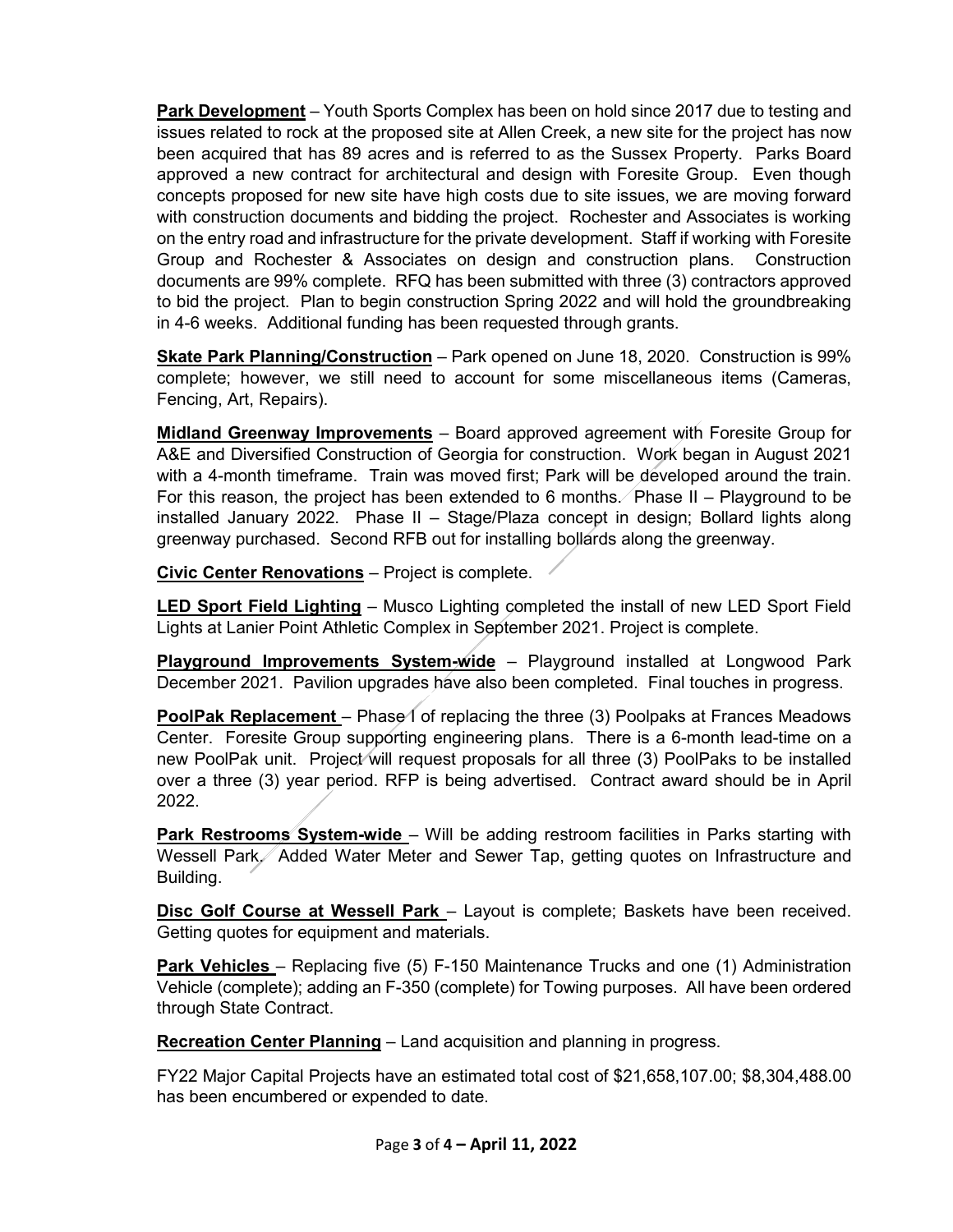**<u>Park Development</u>** – Youth Sports Complex has been on hold since 2017 due to testing and issues related to rock at the proposed site at Allen Creek, a new site for the project has now been acquired that has 89 acres and is referred to as the Sussex Property. Parks Board approved a new contract for architectural and design with Foresite Group. Even though concepts proposed for new site have high costs due to site issues, we are moving forward with construction documents and bidding the project. Rochester and Associates is working on the entry road and infrastructure for the private development. Staff if working with Foresite Group and Rochester & Associates on design and construction plans. Construction documents are 99% complete. RFQ has been submitted with three (3) contractors approved to bid the project. Plan to begin construction Spring 2022 and will hold the groundbreaking in 4-6 weeks. Additional funding has been requested through grants.

**<u>Skate Park Planning/Construction</u>** – Park opened on June 18, 2020. Construction is 99% complete; however, we still need to account for some miscellaneous items (Cameras, Fencing, Art, Repairs).

**<u>Midland Greenway Improvements</u>** – Board approved agreement with Foresite Group for A&E and Diversified Construction of Georgia for construction. Work began in August 2021 with a 4-month timeframe. Train was moved first; Park will be developed around the train. For this reason, the project has been extended to 6 months. Phase II – Playground to be installed January 2022. Phase II – Stage/Plaza concept in design; Bollard lights along greenway purchased. Second RFB out for installing bollards along the greenway.

**<u>Civic Center Renovations</u>** – Project is complete.

**<u>LED Sport Field Lighting</u>** – Musco Lighting completed the install of new LED Sport Field Lights at Lanier Point Athletic Complex in September 2021. Project is complete.

**<u>Playground Improvements System-wide</u>** – Playground installed at Longwood Park December 2021. Pavilion upgrades have also been completed. Final touches in progress.

**<u>PoolPak Replacement</u>** – Phase I of replacing the three (3) Poolpaks at Frances Meadows Center. Foresite Group supporting engineering plans. There is a 6-month lead-time on a new PoolPak unit. Project will request proposals for all three (3) PoolPaks to be installed over a three (3) year period. RFP is being advertised. Contract award should be in April 2022.

**<u>Park Restrooms System-wide</u>** – Will be adding restroom facilities in Parks starting with Wessell Park. Added Water Meter and Sewer Tap, getting quotes on Infrastructure and Building.

**<u>Disc Golf Course at Wessell Park</u>** – Layout is complete; Baskets have been received. Getting quotes for equipment and materials.

**<u>Park Vehicles</u>** – Replacing five (5) F-150 Maintenance Trucks and one (1) Administration Vehicle (complete); adding an F-350 (complete) for Towing purposes. All have been ordered through State Contract.

**<u>Recreation Center Planning</u>** – Land acquisition and planning in progress.

FY22 Major Capital Projects have an estimated total cost of $21,658,107.00; $8,304,488.00 has been encumbered or expended to date.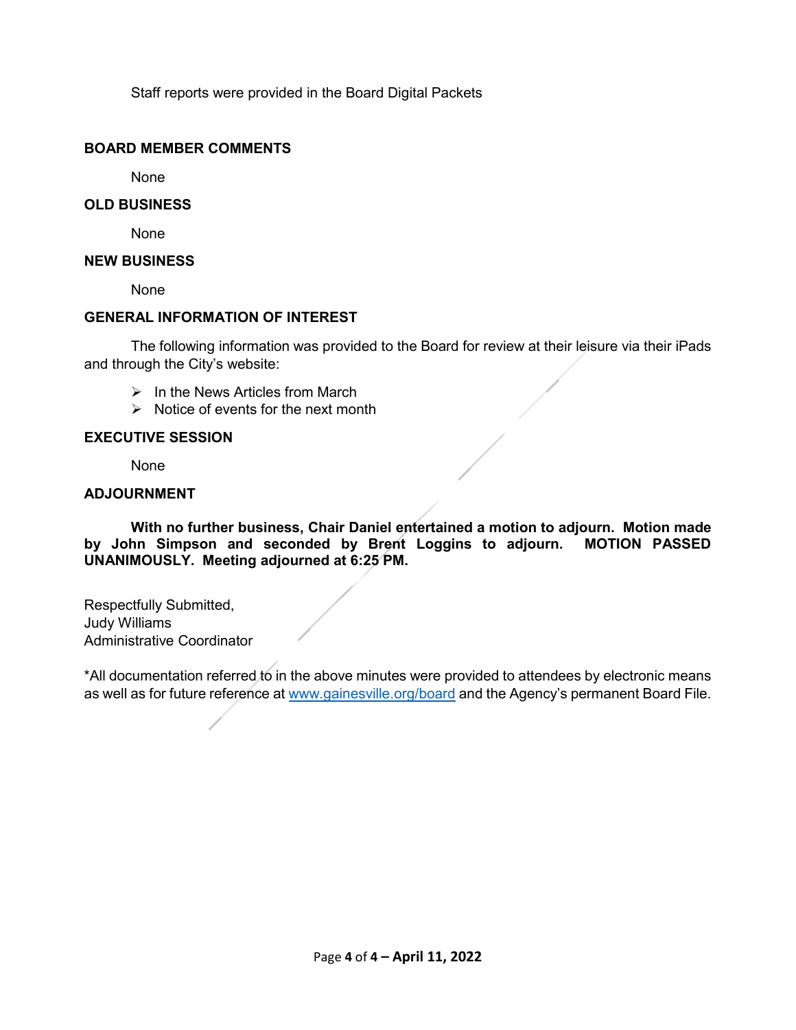Staff reports were provided in the Board Digital Packets

## BOARD MEMBER COMMENTS

None

## OLD BUSINESS

None

## NEW BUSINESS

None

## GENERAL INFORMATION OF INTEREST

The following information was provided to the Board for review at their leisure via their iPads and through the City's website:

- In the News Articles from March
- Notice of events for the next month

## EXECUTIVE SESSION

None

## ADJOURNMENT

**With no further business, Chair Daniel entertained a motion to adjourn. Motion made by John Simpson and seconded by Brent Loggins to adjourn. MOTION PASSED UNANIMOUSLY. Meeting adjourned at 6:25 PM.**

Respectfully Submitted,
Judy Williams
Administrative Coordinator

*All documentation referred to in the above minutes were provided to attendees by electronic means as well as for future reference at www.gainesville.org/board and the Agency's permanent Board File.